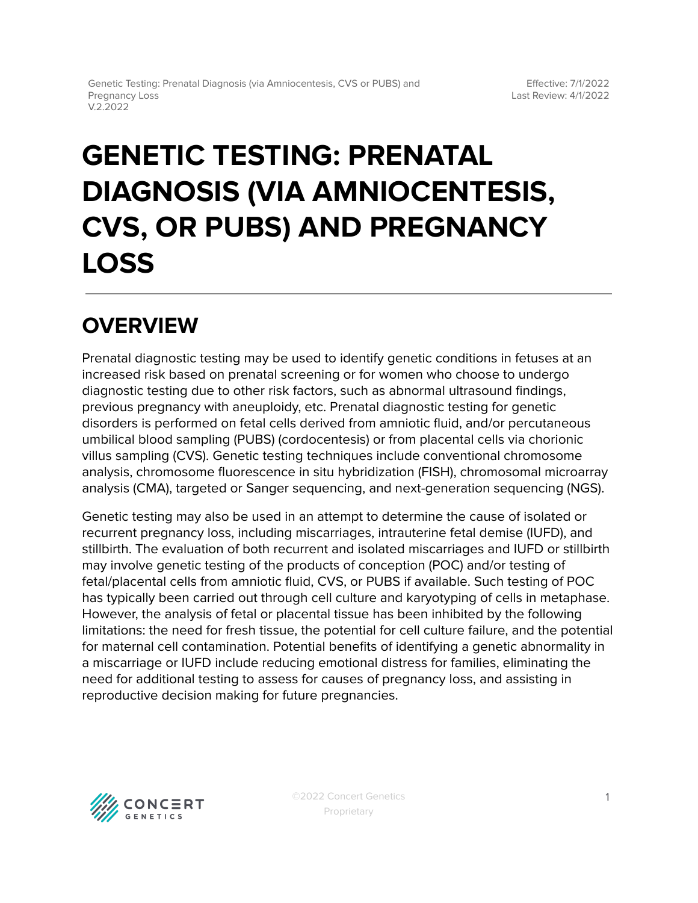# GENETIC TESTING: PRENATAL DIAGNOSIS (VIA AMNIOCENTESIS, CVS, OR PUBS) AND PREGNANCY LOSS

## OVERVIEW

Prenatal diagnostic testing may be used to identify genetic conditions in fetuses at an increased risk based on prenatal screening or for women who choose to undergo diagnostic testing due to other risk factors, such as abnormal ultrasound findings, previous pregnancy with aneuploidy, etc. Prenatal diagnostic testing for genetic disorders is performed on fetal cells derived from amniotic fluid, and/or percutaneous umbilical blood sampling (PUBS) (cordocentesis) or from placental cells via chorionic villus sampling (CVS). Genetic testing techniques include conventional chromosome analysis, chromosome fluorescence in situ hybridization (FISH), chromosomal microarray analysis (CMA), targeted or Sanger sequencing, and next-generation sequencing (NGS).

Genetic testing may also be used in an attempt to determine the cause of isolated or recurrent pregnancy loss, including miscarriages, intrauterine fetal demise (IUFD), and stillbirth. The evaluation of both recurrent and isolated miscarriages and IUFD or stillbirth may involve genetic testing of the products of conception (POC) and/or testing of fetal/placental cells from amniotic fluid, CVS, or PUBS if available. Such testing of POC has typically been carried out through cell culture and karyotyping of cells in metaphase. However, the analysis of fetal or placental tissue has been inhibited by the following limitations: the need for fresh tissue, the potential for cell culture failure, and the potential for maternal cell contamination. Potential benefits of identifying a genetic abnormality in a miscarriage or IUFD include reducing emotional distress for families, eliminating the need for additional testing to assess for causes of pregnancy loss, and assisting in reproductive decision making for future pregnancies.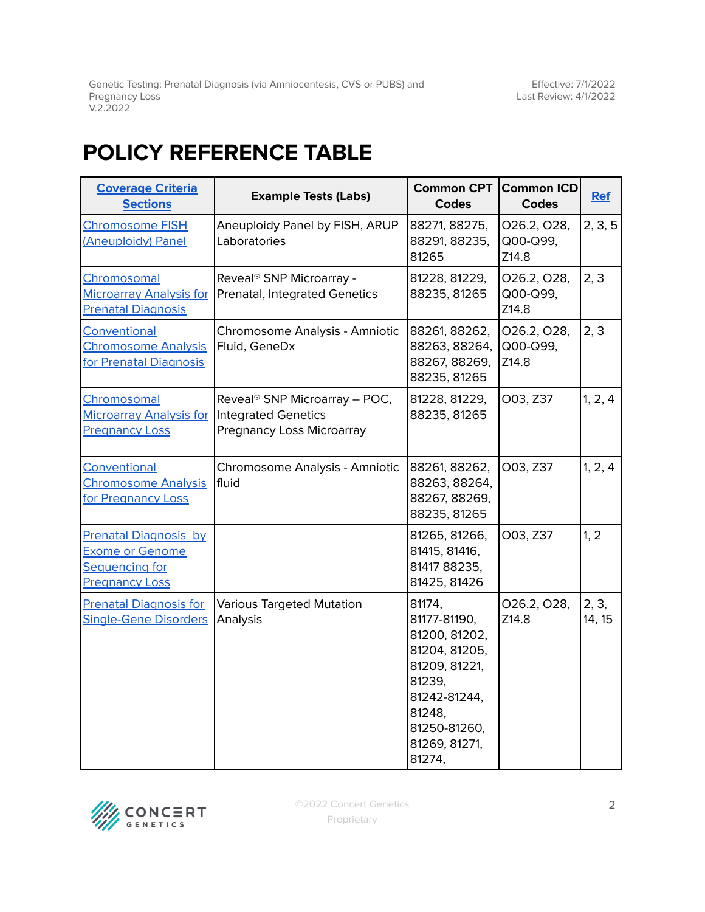# POLICY REFERENCE TABLE

| Coverage Criteria Sections | Example Tests (Labs) | Common CPT Codes | Common ICD Codes | Ref |
|---|---|---|---|---|
| Chromosome FISH (Aneuploidy) Panel | Aneuploidy Panel by FISH, ARUP Laboratories | 88271, 88275, 88291, 88235, 81265 | O26.2, O28, Q00-Q99, Z14.8 | 2, 3, 5 |
| Chromosomal Microarray Analysis for Prenatal Diagnosis | Reveal® SNP Microarray - Prenatal, Integrated Genetics | 81228, 81229, 88235, 81265 | O26.2, O28, Q00-Q99, Z14.8 | 2, 3 |
| Conventional Chromosome Analysis for Prenatal Diagnosis | Chromosome Analysis - Amniotic Fluid, GeneDx | 88261, 88262, 88263, 88264, 88267, 88269, 88235, 81265 | O26.2, O28, Q00-Q99, Z14.8 | 2, 3 |
| Chromosomal Microarray Analysis for Pregnancy Loss | Reveal® SNP Microarray – POC, Integrated Genetics Pregnancy Loss Microarray | 81228, 81229, 88235, 81265 | O03, Z37 | 1, 2, 4 |
| Conventional Chromosome Analysis for Pregnancy Loss | Chromosome Analysis - Amniotic fluid | 88261, 88262, 88263, 88264, 88267, 88269, 88235, 81265 | O03, Z37 | 1, 2, 4 |
| Prenatal Diagnosis by Exome or Genome Sequencing for Pregnancy Loss | | 81265, 81266, 81415, 81416, 81417 88235, 81425, 81426 | O03, Z37 | 1, 2 |
| Prenatal Diagnosis for Single-Gene Disorders | Various Targeted Mutation Analysis | 81174, 81177-81190, 81200, 81202, 81204, 81205, 81209, 81221, 81239, 81242-81244, 81248, 81250-81260, 81269, 81271, 81274, | O26.2, O28, Z14.8 | 2, 3, 14, 15 |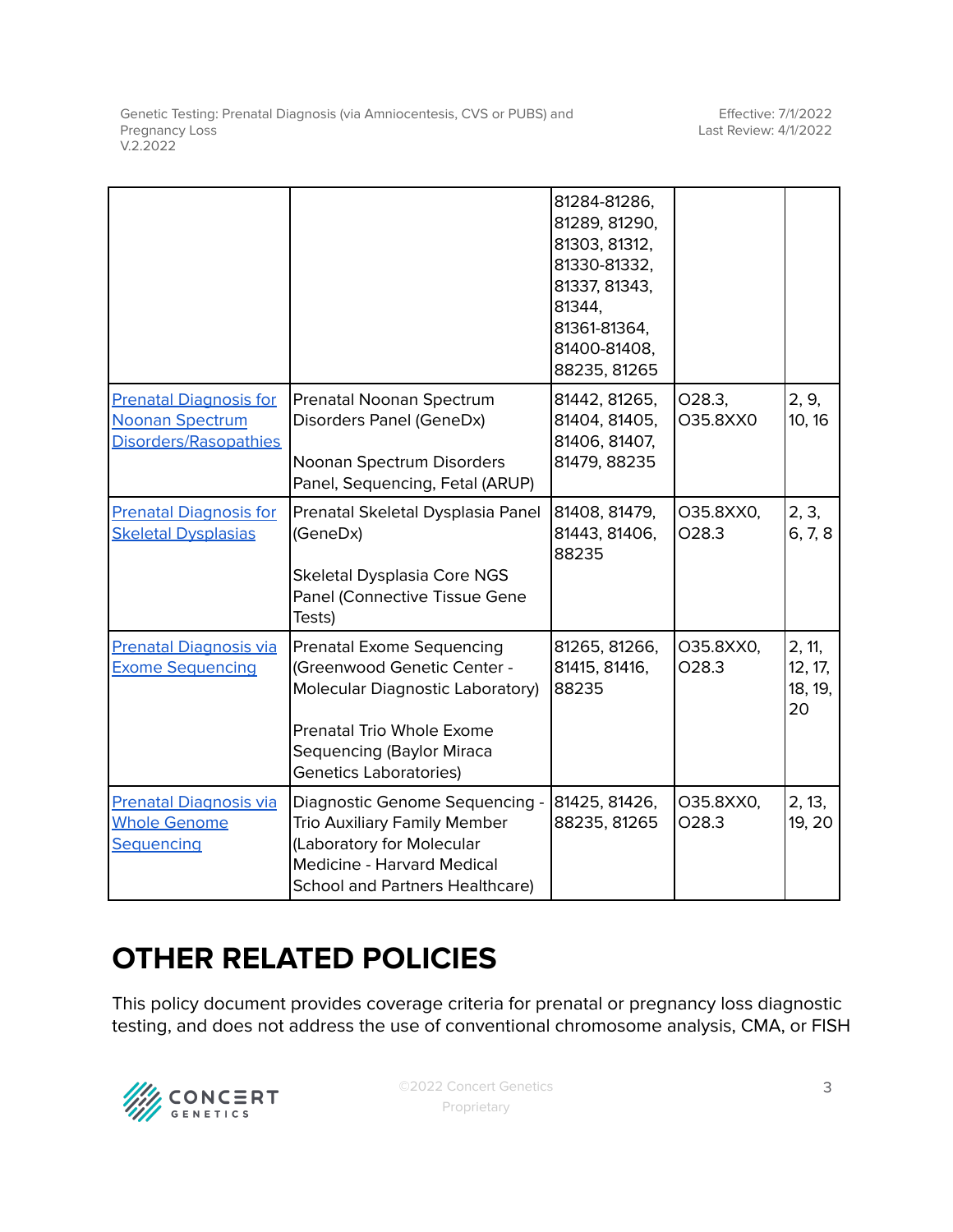| | | 81284-81286, 81289, 81290, 81303, 81312, 81330-81332, 81337, 81343, 81344, 81361-81364, 81400-81408, 88235, 81265 | | |
|---|---|---|---|---|
| Prenatal Diagnosis for Noonan Spectrum Disorders/Rasopathies | Prenatal Noonan Spectrum Disorders Panel (GeneDx)<br><br>Noonan Spectrum Disorders Panel, Sequencing, Fetal (ARUP) | 81442, 81265, 81404, 81405, 81406, 81407, 81479, 88235 | O28.3, O35.8XX0 | 2, 9, 10, 16 |
| Prenatal Diagnosis for Skeletal Dysplasias | Prenatal Skeletal Dysplasia Panel (GeneDx)<br><br>Skeletal Dysplasia Core NGS Panel (Connective Tissue Gene Tests) | 81408, 81479, 81443, 81406, 88235 | O35.8XX0, O28.3 | 2, 3, 6, 7, 8 |
| Prenatal Diagnosis via Exome Sequencing | Prenatal Exome Sequencing (Greenwood Genetic Center - Molecular Diagnostic Laboratory)<br><br>Prenatal Trio Whole Exome Sequencing (Baylor Miraca Genetics Laboratories) | 81265, 81266, 81415, 81416, 88235 | O35.8XX0, O28.3 | 2, 11, 12, 17, 18, 19, 20 |
| Prenatal Diagnosis via Whole Genome Sequencing | Diagnostic Genome Sequencing - Trio Auxiliary Family Member (Laboratory for Molecular Medicine - Harvard Medical School and Partners Healthcare) | 81425, 81426, 88235, 81265 | O35.8XX0, O28.3 | 2, 13, 19, 20 |

# OTHER RELATED POLICIES

This policy document provides coverage criteria for prenatal or pregnancy loss diagnostic testing, and does not address the use of conventional chromosome analysis, CMA, or FISH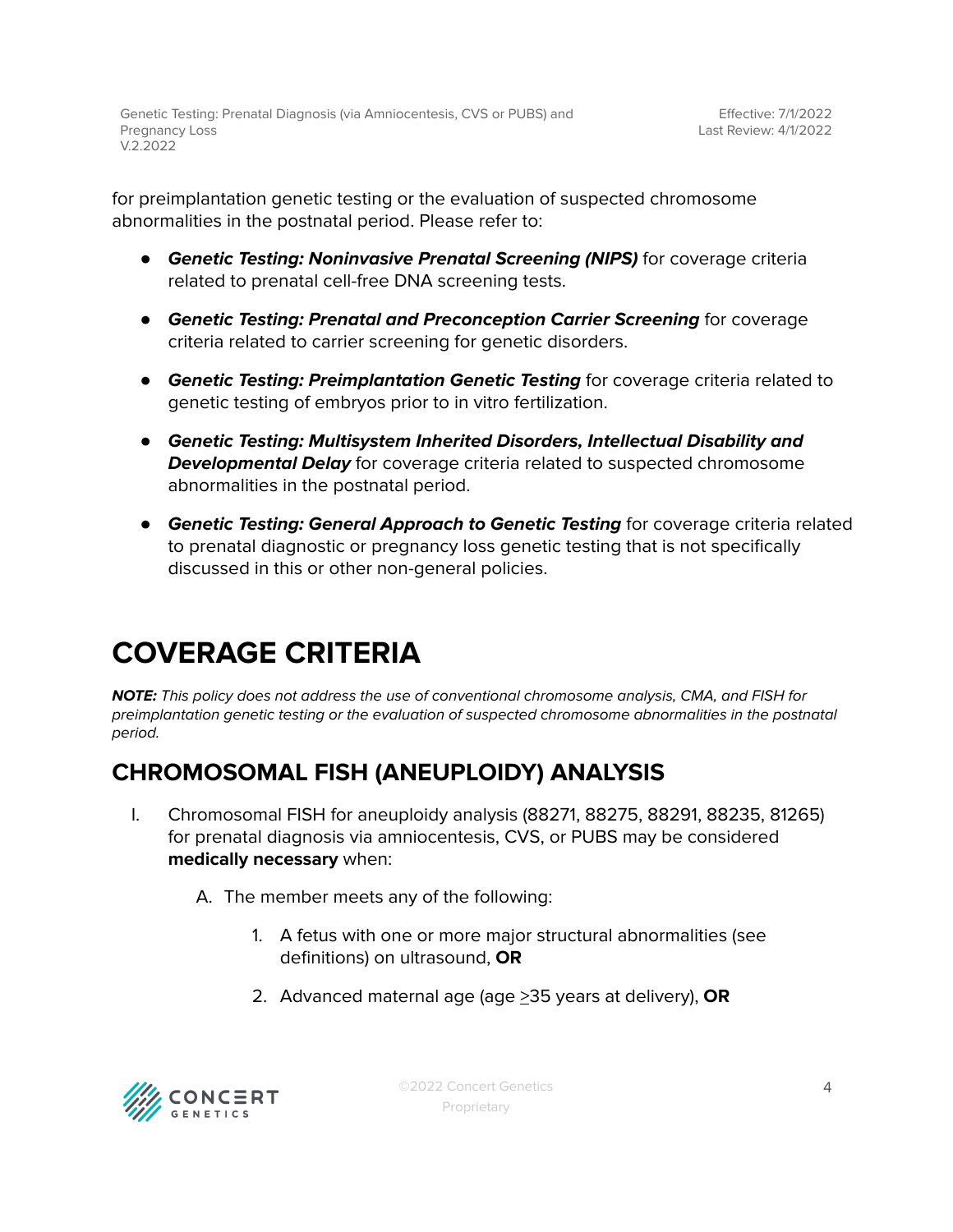for preimplantation genetic testing or the evaluation of suspected chromosome abnormalities in the postnatal period. Please refer to:

- ***Genetic Testing: Noninvasive Prenatal Screening (NIPS)*** for coverage criteria related to prenatal cell-free DNA screening tests.
- ***Genetic Testing: Prenatal and Preconception Carrier Screening*** for coverage criteria related to carrier screening for genetic disorders.
- ***Genetic Testing: Preimplantation Genetic Testing*** for coverage criteria related to genetic testing of embryos prior to in vitro fertilization.
- ***Genetic Testing: Multisystem Inherited Disorders, Intellectual Disability and Developmental Delay*** for coverage criteria related to suspected chromosome abnormalities in the postnatal period.
- ***Genetic Testing: General Approach to Genetic Testing*** for coverage criteria related to prenatal diagnostic or pregnancy loss genetic testing that is not specifically discussed in this or other non-general policies.

# COVERAGE CRITERIA

***NOTE:*** *This policy does not address the use of conventional chromosome analysis, CMA, and FISH for preimplantation genetic testing or the evaluation of suspected chromosome abnormalities in the postnatal period.*

## CHROMOSOMAL FISH (ANEUPLOIDY) ANALYSIS

I. Chromosomal FISH for aneuploidy analysis (88271, 88275, 88291, 88235, 81265) for prenatal diagnosis via amniocentesis, CVS, or PUBS may be considered **medically necessary** when:

   A. The member meets any of the following:

      1. A fetus with one or more major structural abnormalities (see definitions) on ultrasound, **OR**
      2. Advanced maternal age (age ≥35 years at delivery), **OR**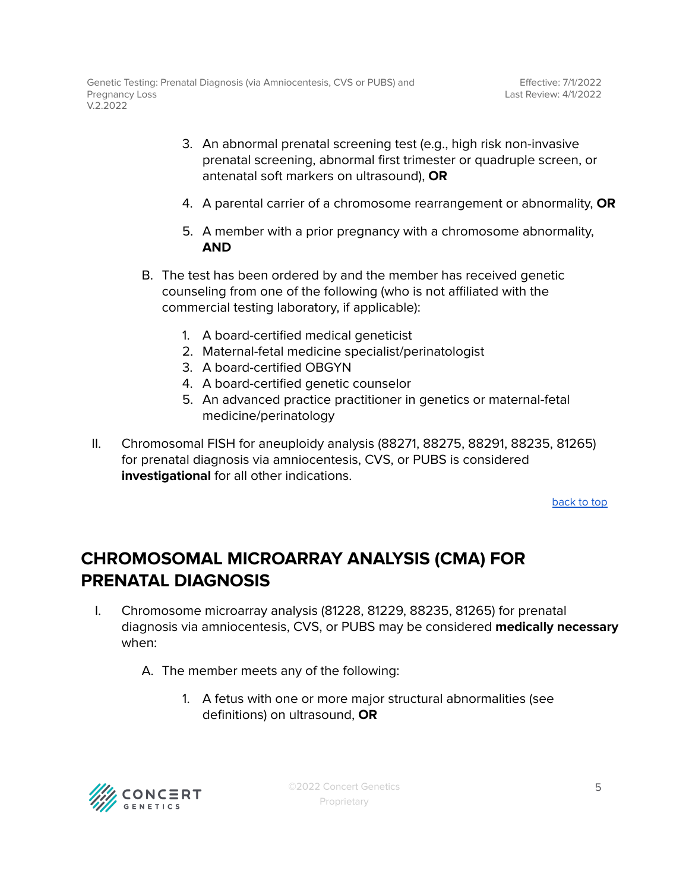3. An abnormal prenatal screening test (e.g., high risk non-invasive prenatal screening, abnormal first trimester or quadruple screen, or antenatal soft markers on ultrasound), **OR**

4. A parental carrier of a chromosome rearrangement or abnormality, **OR**

5. A member with a prior pregnancy with a chromosome abnormality, **AND**

B. The test has been ordered by and the member has received genetic counseling from one of the following (who is not affiliated with the commercial testing laboratory, if applicable):

1. A board-certified medical geneticist
2. Maternal-fetal medicine specialist/perinatologist
3. A board-certified OBGYN
4. A board-certified genetic counselor
5. An advanced practice practitioner in genetics or maternal-fetal medicine/perinatology

II. Chromosomal FISH for aneuploidy analysis (88271, 88275, 88291, 88235, 81265) for prenatal diagnosis via amniocentesis, CVS, or PUBS is considered **investigational** for all other indications.

back to top

## CHROMOSOMAL MICROARRAY ANALYSIS (CMA) FOR PRENATAL DIAGNOSIS

I. Chromosome microarray analysis (81228, 81229, 88235, 81265) for prenatal diagnosis via amniocentesis, CVS, or PUBS may be considered **medically necessary** when:

A. The member meets any of the following:

1. A fetus with one or more major structural abnormalities (see definitions) on ultrasound, **OR**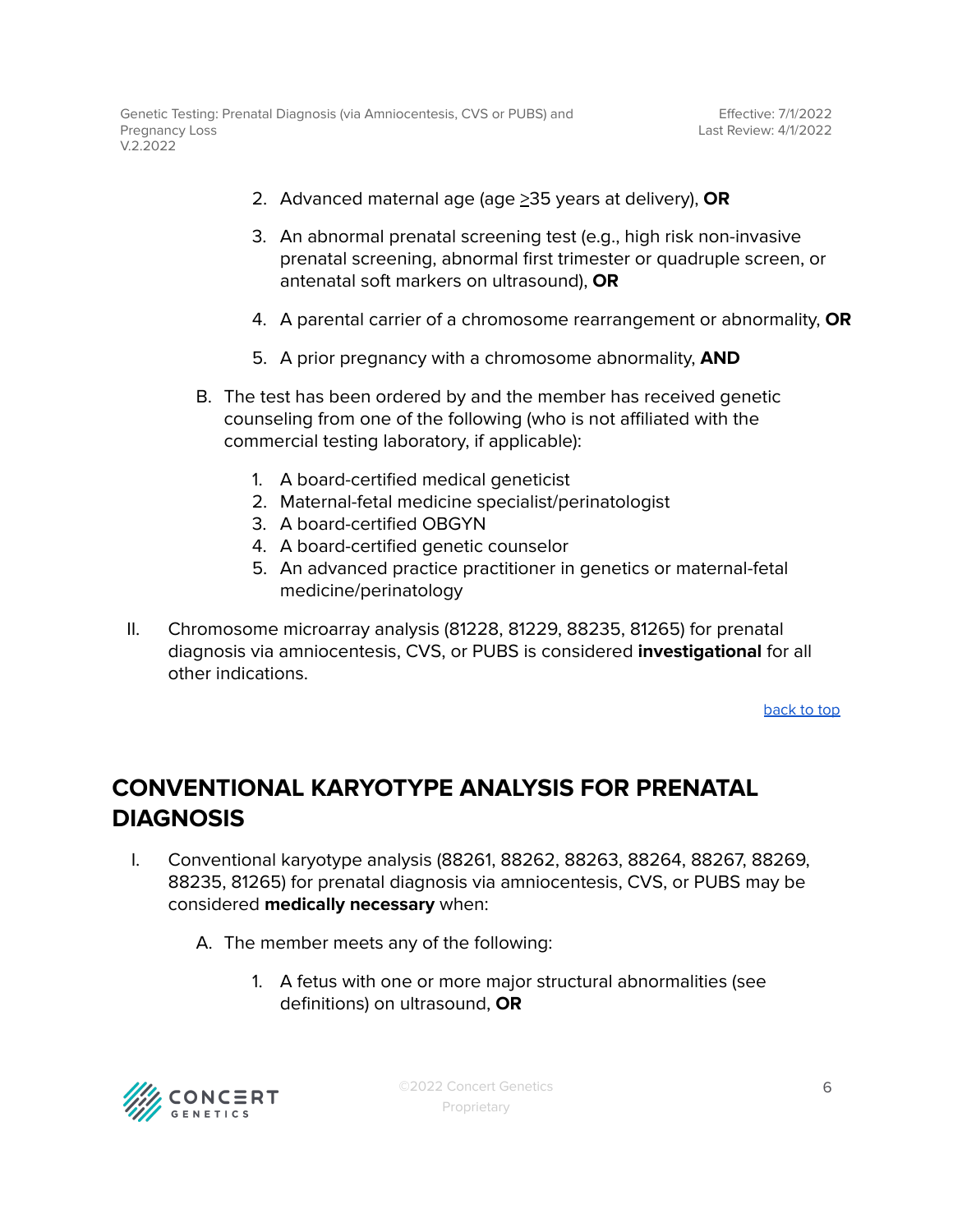2. Advanced maternal age (age ≥35 years at delivery), **OR**

3. An abnormal prenatal screening test (e.g., high risk non-invasive prenatal screening, abnormal first trimester or quadruple screen, or antenatal soft markers on ultrasound), **OR**

4. A parental carrier of a chromosome rearrangement or abnormality, **OR**

5. A prior pregnancy with a chromosome abnormality, **AND**

B. The test has been ordered by and the member has received genetic counseling from one of the following (who is not affiliated with the commercial testing laboratory, if applicable):

1. A board-certified medical geneticist
2. Maternal-fetal medicine specialist/perinatologist
3. A board-certified OBGYN
4. A board-certified genetic counselor
5. An advanced practice practitioner in genetics or maternal-fetal medicine/perinatology

II. Chromosome microarray analysis (81228, 81229, 88235, 81265) for prenatal diagnosis via amniocentesis, CVS, or PUBS is considered **investigational** for all other indications.

back to top

## CONVENTIONAL KARYOTYPE ANALYSIS FOR PRENATAL DIAGNOSIS

I. Conventional karyotype analysis (88261, 88262, 88263, 88264, 88267, 88269, 88235, 81265) for prenatal diagnosis via amniocentesis, CVS, or PUBS may be considered **medically necessary** when:

A. The member meets any of the following:

1. A fetus with one or more major structural abnormalities (see definitions) on ultrasound, **OR**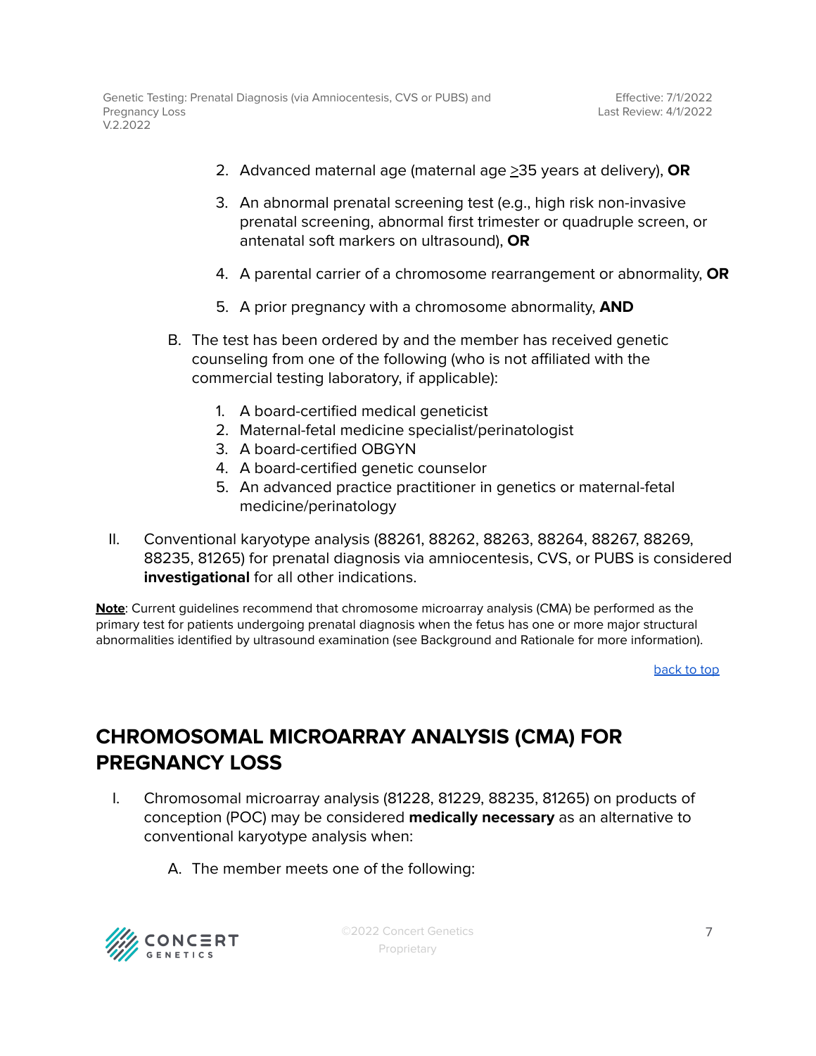2. Advanced maternal age (maternal age ≥35 years at delivery), **OR**

3. An abnormal prenatal screening test (e.g., high risk non-invasive prenatal screening, abnormal first trimester or quadruple screen, or antenatal soft markers on ultrasound), **OR**

4. A parental carrier of a chromosome rearrangement or abnormality, **OR**

5. A prior pregnancy with a chromosome abnormality, **AND**

B. The test has been ordered by and the member has received genetic counseling from one of the following (who is not affiliated with the commercial testing laboratory, if applicable):

1. A board-certified medical geneticist
2. Maternal-fetal medicine specialist/perinatologist
3. A board-certified OBGYN
4. A board-certified genetic counselor
5. An advanced practice practitioner in genetics or maternal-fetal medicine/perinatology

II. Conventional karyotype analysis (88261, 88262, 88263, 88264, 88267, 88269, 88235, 81265) for prenatal diagnosis via amniocentesis, CVS, or PUBS is considered **investigational** for all other indications.

**Note**: Current guidelines recommend that chromosome microarray analysis (CMA) be performed as the primary test for patients undergoing prenatal diagnosis when the fetus has one or more major structural abnormalities identified by ultrasound examination (see Background and Rationale for more information).

back to top

## CHROMOSOMAL MICROARRAY ANALYSIS (CMA) FOR PREGNANCY LOSS

I. Chromosomal microarray analysis (81228, 81229, 88235, 81265) on products of conception (POC) may be considered **medically necessary** as an alternative to conventional karyotype analysis when:

A. The member meets one of the following: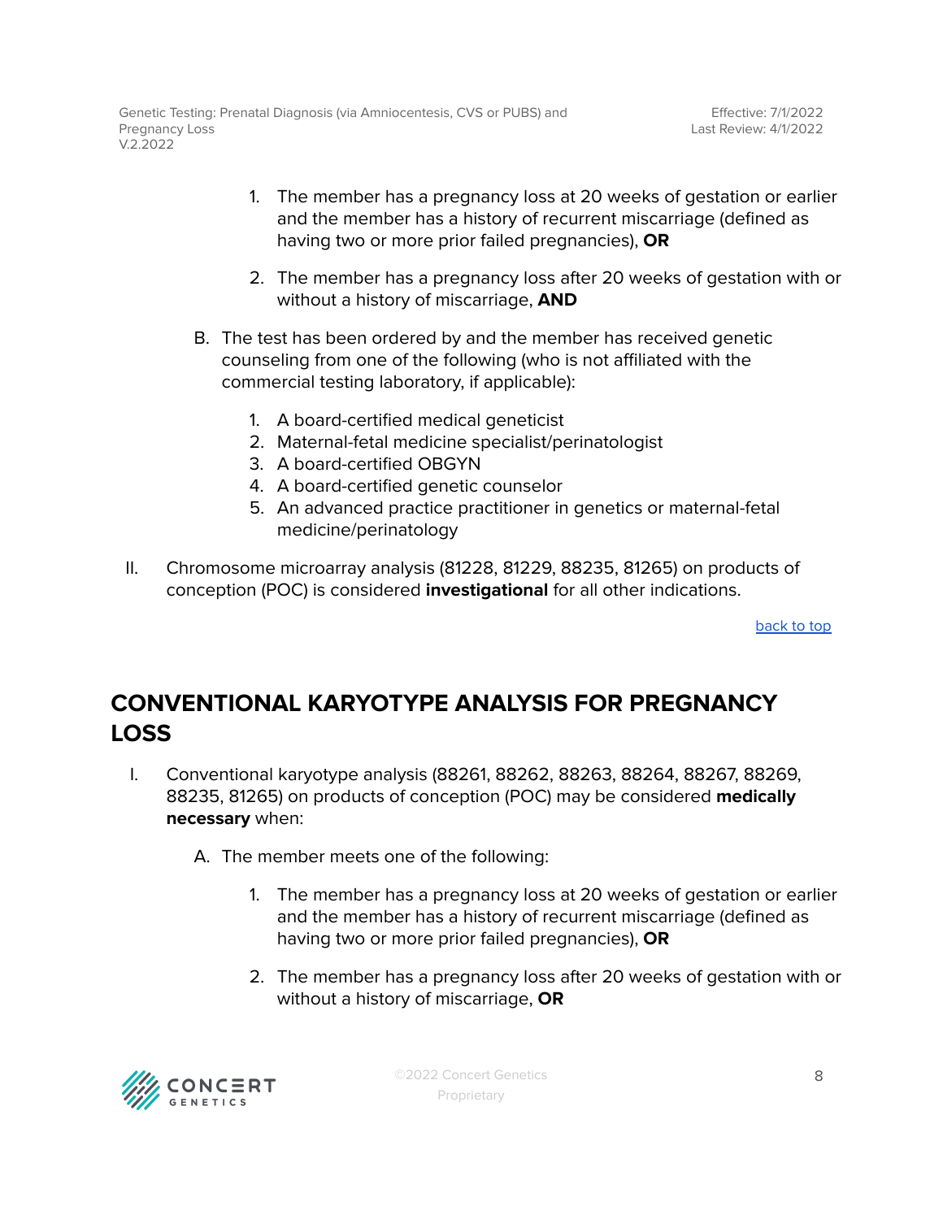1. The member has a pregnancy loss at 20 weeks of gestation or earlier and the member has a history of recurrent miscarriage (defined as having two or more prior failed pregnancies), **OR**

2. The member has a pregnancy loss after 20 weeks of gestation with or without a history of miscarriage, **AND**

B. The test has been ordered by and the member has received genetic counseling from one of the following (who is not affiliated with the commercial testing laboratory, if applicable):

1. A board-certified medical geneticist
2. Maternal-fetal medicine specialist/perinatologist
3. A board-certified OBGYN
4. A board-certified genetic counselor
5. An advanced practice practitioner in genetics or maternal-fetal medicine/perinatology

II. Chromosome microarray analysis (81228, 81229, 88235, 81265) on products of conception (POC) is considered **investigational** for all other indications.

back to top

## CONVENTIONAL KARYOTYPE ANALYSIS FOR PREGNANCY LOSS

I. Conventional karyotype analysis (88261, 88262, 88263, 88264, 88267, 88269, 88235, 81265) on products of conception (POC) may be considered **medically necessary** when:

A. The member meets one of the following:

1. The member has a pregnancy loss at 20 weeks of gestation or earlier and the member has a history of recurrent miscarriage (defined as having two or more prior failed pregnancies), **OR**

2. The member has a pregnancy loss after 20 weeks of gestation with or without a history of miscarriage, **OR**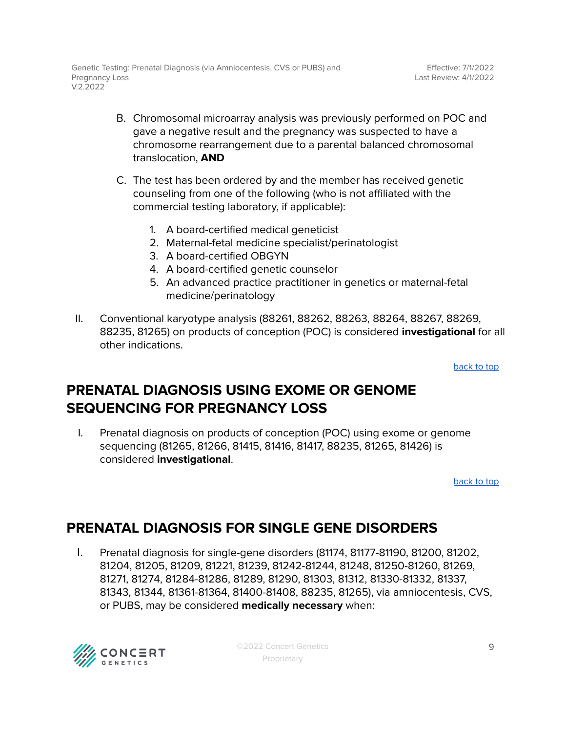B. Chromosomal microarray analysis was previously performed on POC and gave a negative result and the pregnancy was suspected to have a chromosome rearrangement due to a parental balanced chromosomal translocation, **AND**

C. The test has been ordered by and the member has received genetic counseling from one of the following (who is not affiliated with the commercial testing laboratory, if applicable):

1. A board-certified medical geneticist
2. Maternal-fetal medicine specialist/perinatologist
3. A board-certified OBGYN
4. A board-certified genetic counselor
5. An advanced practice practitioner in genetics or maternal-fetal medicine/perinatology

II. Conventional karyotype analysis (88261, 88262, 88263, 88264, 88267, 88269, 88235, 81265) on products of conception (POC) is considered **investigational** for all other indications.

back to top

## PRENATAL DIAGNOSIS USING EXOME OR GENOME SEQUENCING FOR PREGNANCY LOSS

I. Prenatal diagnosis on products of conception (POC) using exome or genome sequencing (81265, 81266, 81415, 81416, 81417, 88235, 81265, 81426) is considered **investigational**.

back to top

## PRENATAL DIAGNOSIS FOR SINGLE GENE DISORDERS

I. Prenatal diagnosis for single-gene disorders (81174, 81177-81190, 81200, 81202, 81204, 81205, 81209, 81221, 81239, 81242-81244, 81248, 81250-81260, 81269, 81271, 81274, 81284-81286, 81289, 81290, 81303, 81312, 81330-81332, 81337, 81343, 81344, 81361-81364, 81400-81408, 88235, 81265), via amniocentesis, CVS, or PUBS, may be considered **medically necessary** when: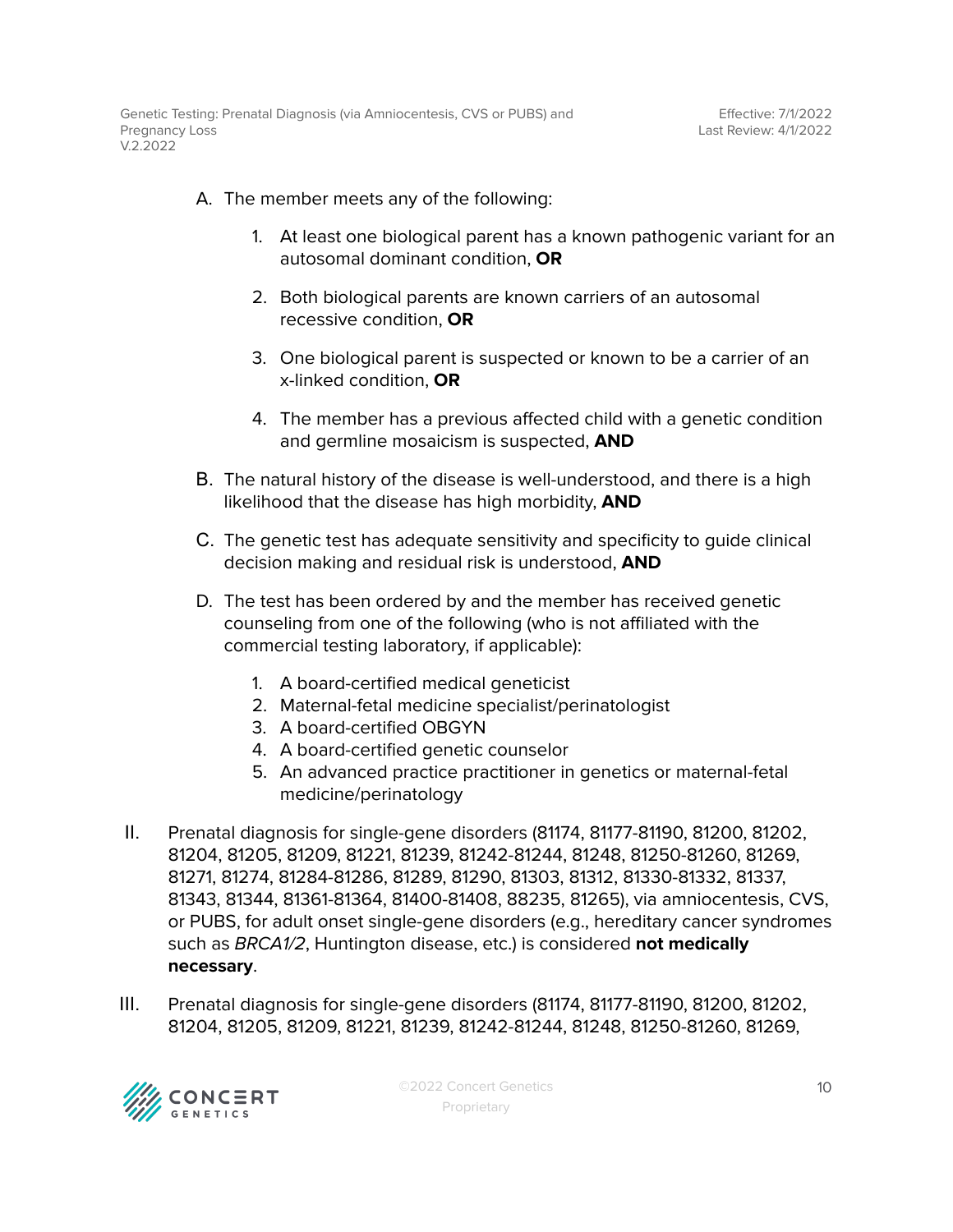A. The member meets any of the following:

    1. At least one biological parent has a known pathogenic variant for an autosomal dominant condition, **OR**

    2. Both biological parents are known carriers of an autosomal recessive condition, **OR**

    3. One biological parent is suspected or known to be a carrier of an x-linked condition, **OR**

    4. The member has a previous affected child with a genetic condition and germline mosaicism is suspected, **AND**

B. The natural history of the disease is well-understood, and there is a high likelihood that the disease has high morbidity, **AND**

C. The genetic test has adequate sensitivity and specificity to guide clinical decision making and residual risk is understood, **AND**

D. The test has been ordered by and the member has received genetic counseling from one of the following (who is not affiliated with the commercial testing laboratory, if applicable):

    1. A board-certified medical geneticist
    2. Maternal-fetal medicine specialist/perinatologist
    3. A board-certified OBGYN
    4. A board-certified genetic counselor
    5. An advanced practice practitioner in genetics or maternal-fetal medicine/perinatology

II. Prenatal diagnosis for single-gene disorders (81174, 81177-81190, 81200, 81202, 81204, 81205, 81209, 81221, 81239, 81242-81244, 81248, 81250-81260, 81269, 81271, 81274, 81284-81286, 81289, 81290, 81303, 81312, 81330-81332, 81337, 81343, 81344, 81361-81364, 81400-81408, 88235, 81265), via amniocentesis, CVS, or PUBS, for adult onset single-gene disorders (e.g., hereditary cancer syndromes such as *BRCA1/2*, Huntington disease, etc.) is considered **not medically necessary**.

III. Prenatal diagnosis for single-gene disorders (81174, 81177-81190, 81200, 81202, 81204, 81205, 81209, 81221, 81239, 81242-81244, 81248, 81250-81260, 81269,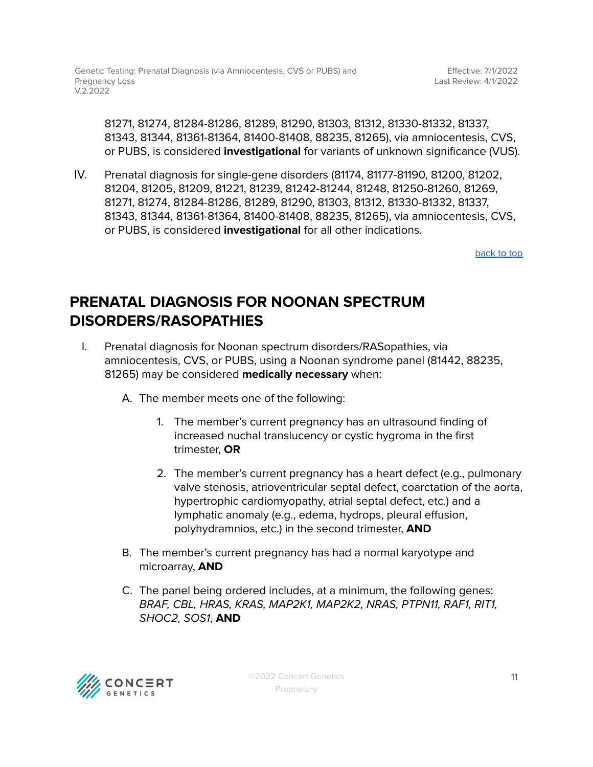81271, 81274, 81284-81286, 81289, 81290, 81303, 81312, 81330-81332, 81337, 81343, 81344, 81361-81364, 81400-81408, 88235, 81265), via amniocentesis, CVS, or PUBS, is considered **investigational** for variants of unknown significance (VUS).

IV. Prenatal diagnosis for single-gene disorders (81174, 81177-81190, 81200, 81202, 81204, 81205, 81209, 81221, 81239, 81242-81244, 81248, 81250-81260, 81269, 81271, 81274, 81284-81286, 81289, 81290, 81303, 81312, 81330-81332, 81337, 81343, 81344, 81361-81364, 81400-81408, 88235, 81265), via amniocentesis, CVS, or PUBS, is considered **investigational** for all other indications.

back to top

## PRENATAL DIAGNOSIS FOR NOONAN SPECTRUM DISORDERS/RASOPATHIES

I. Prenatal diagnosis for Noonan spectrum disorders/RASopathies, via amniocentesis, CVS, or PUBS, using a Noonan syndrome panel (81442, 88235, 81265) may be considered **medically necessary** when:

   A. The member meets one of the following:

      1. The member's current pregnancy has an ultrasound finding of increased nuchal translucency or cystic hygroma in the first trimester, **OR**

      2. The member's current pregnancy has a heart defect (e.g., pulmonary valve stenosis, atrioventricular septal defect, coarctation of the aorta, hypertrophic cardiomyopathy, atrial septal defect, etc.) and a lymphatic anomaly (e.g., edema, hydrops, pleural effusion, polyhydramnios, etc.) in the second trimester, **AND**

   B. The member's current pregnancy has had a normal karyotype and microarray, **AND**

   C. The panel being ordered includes, at a minimum, the following genes: *BRAF, CBL, HRAS, KRAS, MAP2K1, MAP2K2, NRAS, PTPN11, RAF1, RIT1, SHOC2, SOS1*, **AND**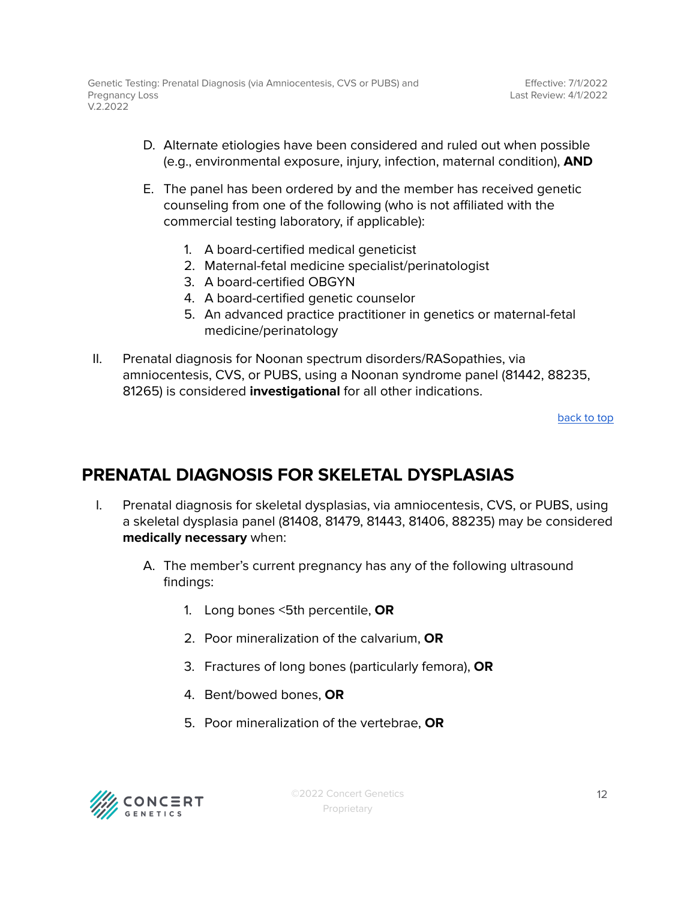D. Alternate etiologies have been considered and ruled out when possible (e.g., environmental exposure, injury, infection, maternal condition), **AND**

E. The panel has been ordered by and the member has received genetic counseling from one of the following (who is not affiliated with the commercial testing laboratory, if applicable):

1. A board-certified medical geneticist
2. Maternal-fetal medicine specialist/perinatologist
3. A board-certified OBGYN
4. A board-certified genetic counselor
5. An advanced practice practitioner in genetics or maternal-fetal medicine/perinatology

II. Prenatal diagnosis for Noonan spectrum disorders/RASopathies, via amniocentesis, CVS, or PUBS, using a Noonan syndrome panel (81442, 88235, 81265) is considered **investigational** for all other indications.

back to top

## PRENATAL DIAGNOSIS FOR SKELETAL DYSPLASIAS

I. Prenatal diagnosis for skeletal dysplasias, via amniocentesis, CVS, or PUBS, using a skeletal dysplasia panel (81408, 81479, 81443, 81406, 88235) may be considered **medically necessary** when:

A. The member's current pregnancy has any of the following ultrasound findings:

1. Long bones <5th percentile, **OR**
2. Poor mineralization of the calvarium, **OR**
3. Fractures of long bones (particularly femora), **OR**
4. Bent/bowed bones, **OR**
5. Poor mineralization of the vertebrae, **OR**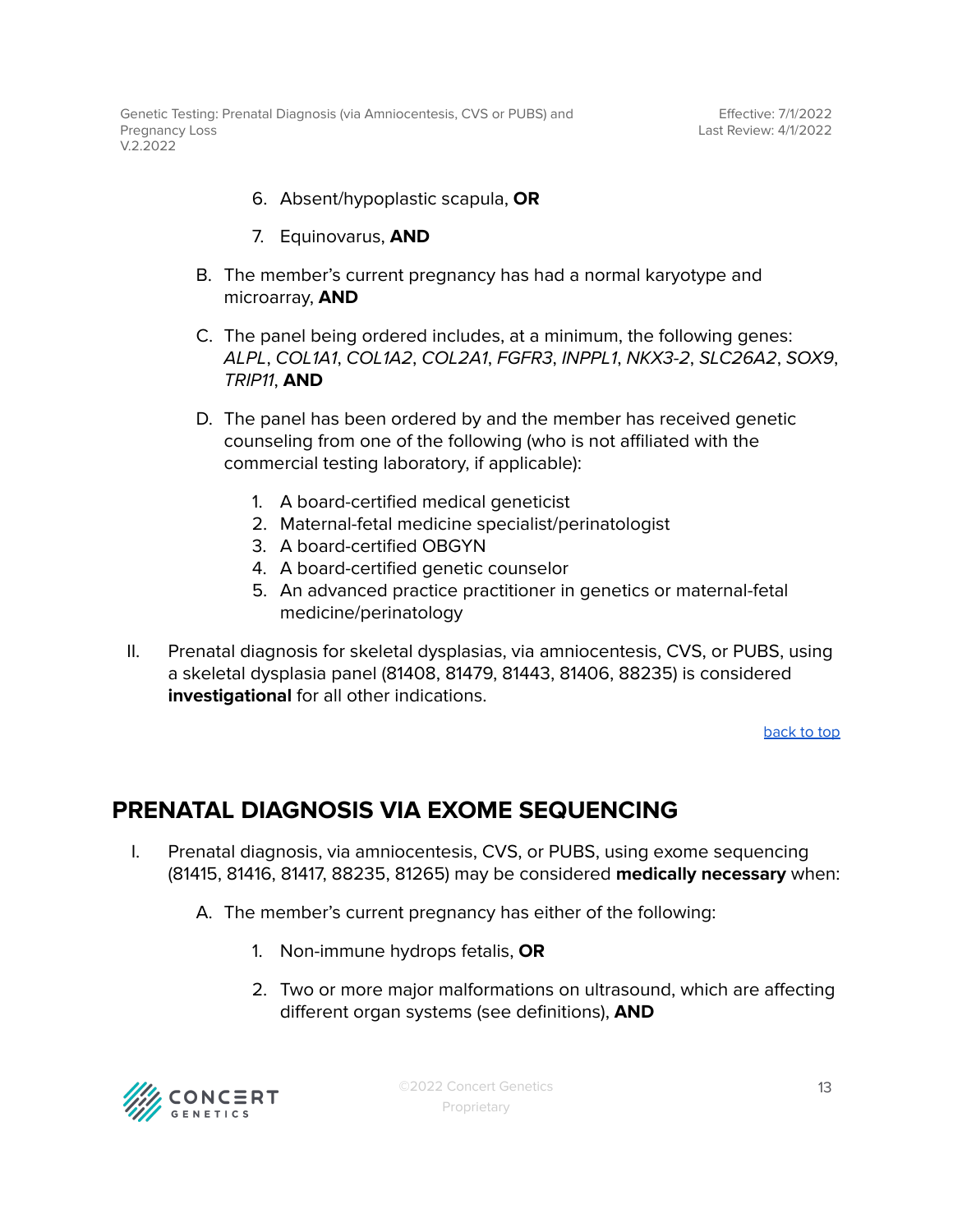6. Absent/hypoplastic scapula, **OR**

7. Equinovarus, **AND**

B. The member's current pregnancy has had a normal karyotype and microarray, **AND**

C. The panel being ordered includes, at a minimum, the following genes: *ALPL*, *COL1A1*, *COL1A2*, *COL2A1*, *FGFR3*, *INPPL1*, *NKX3-2*, *SLC26A2*, *SOX9*, *TRIP11*, **AND**

D. The panel has been ordered by and the member has received genetic counseling from one of the following (who is not affiliated with the commercial testing laboratory, if applicable):

1. A board-certified medical geneticist
2. Maternal-fetal medicine specialist/perinatologist
3. A board-certified OBGYN
4. A board-certified genetic counselor
5. An advanced practice practitioner in genetics or maternal-fetal medicine/perinatology

II. Prenatal diagnosis for skeletal dysplasias, via amniocentesis, CVS, or PUBS, using a skeletal dysplasia panel (81408, 81479, 81443, 81406, 88235) is considered **investigational** for all other indications.

back to top

## PRENATAL DIAGNOSIS VIA EXOME SEQUENCING

I. Prenatal diagnosis, via amniocentesis, CVS, or PUBS, using exome sequencing (81415, 81416, 81417, 88235, 81265) may be considered **medically necessary** when:

A. The member's current pregnancy has either of the following:

1. Non-immune hydrops fetalis, **OR**

2. Two or more major malformations on ultrasound, which are affecting different organ systems (see definitions), **AND**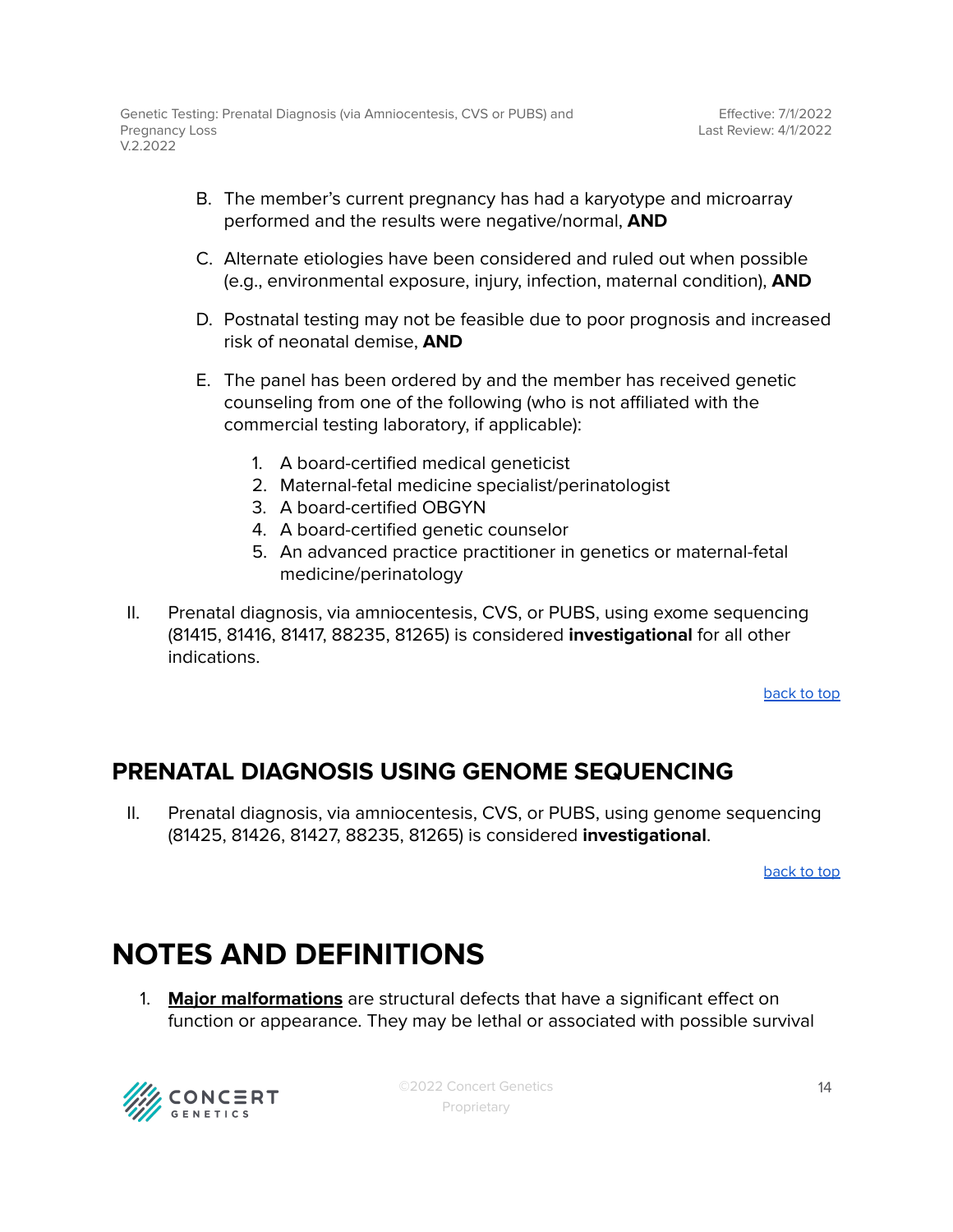B. The member's current pregnancy has had a karyotype and microarray performed and the results were negative/normal, **AND**

C. Alternate etiologies have been considered and ruled out when possible (e.g., environmental exposure, injury, infection, maternal condition), **AND**

D. Postnatal testing may not be feasible due to poor prognosis and increased risk of neonatal demise, **AND**

E. The panel has been ordered by and the member has received genetic counseling from one of the following (who is not affiliated with the commercial testing laboratory, if applicable):

1. A board-certified medical geneticist
2. Maternal-fetal medicine specialist/perinatologist
3. A board-certified OBGYN
4. A board-certified genetic counselor
5. An advanced practice practitioner in genetics or maternal-fetal medicine/perinatology

II. Prenatal diagnosis, via amniocentesis, CVS, or PUBS, using exome sequencing (81415, 81416, 81417, 88235, 81265) is considered **investigational** for all other indications.

back to top

## PRENATAL DIAGNOSIS USING GENOME SEQUENCING

II. Prenatal diagnosis, via amniocentesis, CVS, or PUBS, using genome sequencing (81425, 81426, 81427, 88235, 81265) is considered **investigational**.

back to top

# NOTES AND DEFINITIONS

1. **Major malformations** are structural defects that have a significant effect on function or appearance. They may be lethal or associated with possible survival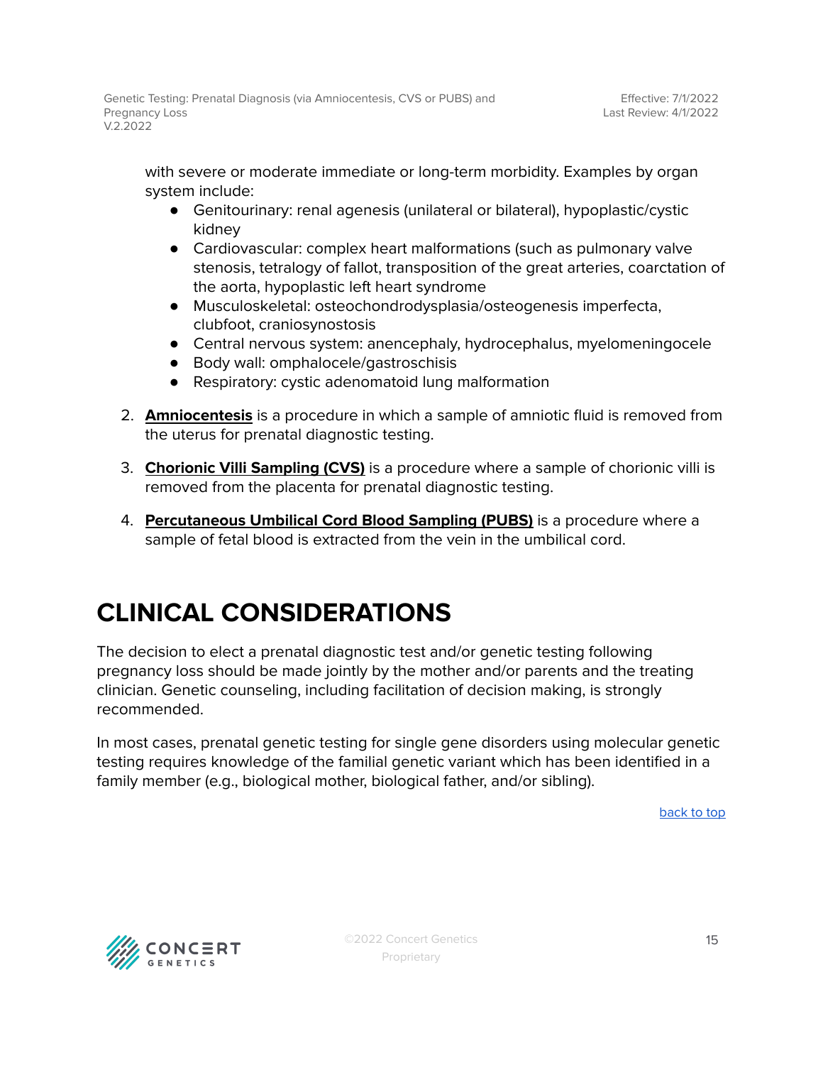with severe or moderate immediate or long-term morbidity. Examples by organ system include:

- Genitourinary: renal agenesis (unilateral or bilateral), hypoplastic/cystic kidney
- Cardiovascular: complex heart malformations (such as pulmonary valve stenosis, tetralogy of fallot, transposition of the great arteries, coarctation of the aorta, hypoplastic left heart syndrome
- Musculoskeletal: osteochondrodysplasia/osteogenesis imperfecta, clubfoot, craniosynostosis
- Central nervous system: anencephaly, hydrocephalus, myelomeningocele
- Body wall: omphalocele/gastroschisis
- Respiratory: cystic adenomatoid lung malformation

2. **Amniocentesis** is a procedure in which a sample of amniotic fluid is removed from the uterus for prenatal diagnostic testing.

3. **Chorionic Villi Sampling (CVS)** is a procedure where a sample of chorionic villi is removed from the placenta for prenatal diagnostic testing.

4. **Percutaneous Umbilical Cord Blood Sampling (PUBS)** is a procedure where a sample of fetal blood is extracted from the vein in the umbilical cord.

# CLINICAL CONSIDERATIONS

The decision to elect a prenatal diagnostic test and/or genetic testing following pregnancy loss should be made jointly by the mother and/or parents and the treating clinician. Genetic counseling, including facilitation of decision making, is strongly recommended.

In most cases, prenatal genetic testing for single gene disorders using molecular genetic testing requires knowledge of the familial genetic variant which has been identified in a family member (e.g., biological mother, biological father, and/or sibling).

back to top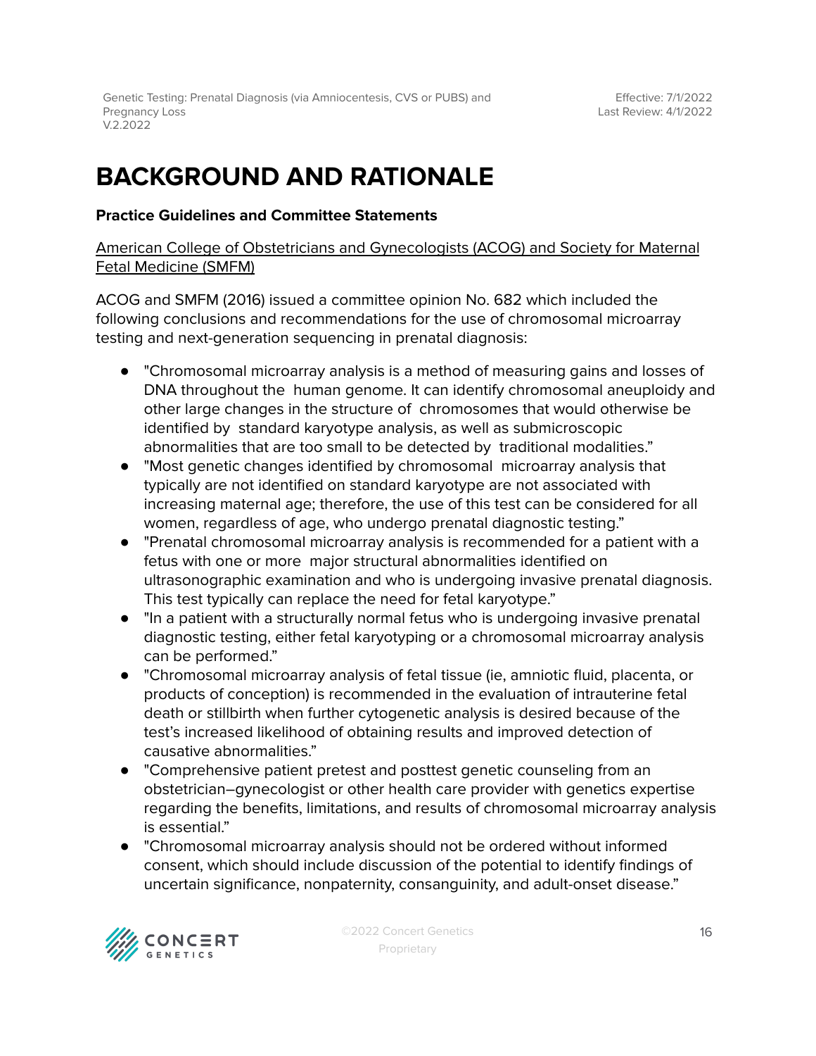# BACKGROUND AND RATIONALE

**Practice Guidelines and Committee Statements**

American College of Obstetricians and Gynecologists (ACOG) and Society for Maternal Fetal Medicine (SMFM)

ACOG and SMFM (2016) issued a committee opinion No. 682 which included the following conclusions and recommendations for the use of chromosomal microarray testing and next-generation sequencing in prenatal diagnosis:

- "Chromosomal microarray analysis is a method of measuring gains and losses of DNA throughout the human genome. It can identify chromosomal aneuploidy and other large changes in the structure of chromosomes that would otherwise be identified by standard karyotype analysis, as well as submicroscopic abnormalities that are too small to be detected by traditional modalities."
- "Most genetic changes identified by chromosomal microarray analysis that typically are not identified on standard karyotype are not associated with increasing maternal age; therefore, the use of this test can be considered for all women, regardless of age, who undergo prenatal diagnostic testing."
- "Prenatal chromosomal microarray analysis is recommended for a patient with a fetus with one or more major structural abnormalities identified on ultrasonographic examination and who is undergoing invasive prenatal diagnosis. This test typically can replace the need for fetal karyotype."
- "In a patient with a structurally normal fetus who is undergoing invasive prenatal diagnostic testing, either fetal karyotyping or a chromosomal microarray analysis can be performed."
- "Chromosomal microarray analysis of fetal tissue (ie, amniotic fluid, placenta, or products of conception) is recommended in the evaluation of intrauterine fetal death or stillbirth when further cytogenetic analysis is desired because of the test's increased likelihood of obtaining results and improved detection of causative abnormalities."
- "Comprehensive patient pretest and posttest genetic counseling from an obstetrician–gynecologist or other health care provider with genetics expertise regarding the benefits, limitations, and results of chromosomal microarray analysis is essential."
- "Chromosomal microarray analysis should not be ordered without informed consent, which should include discussion of the potential to identify findings of uncertain significance, nonpaternity, consanguinity, and adult-onset disease."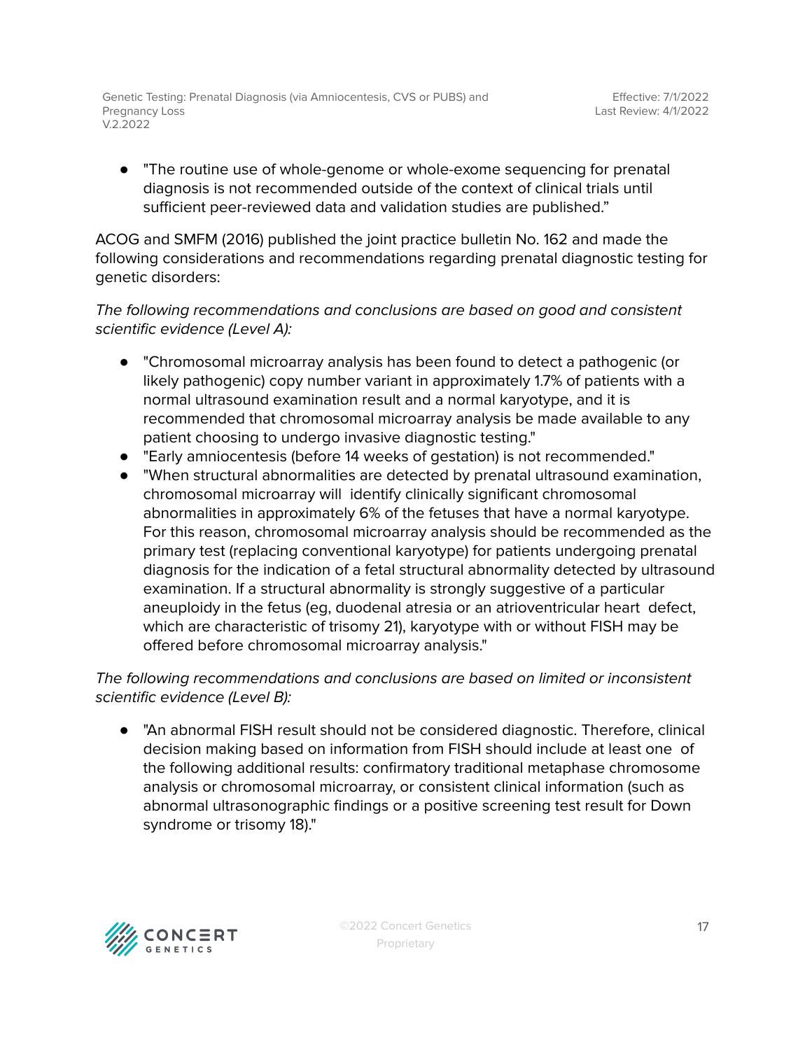- "The routine use of whole-genome or whole-exome sequencing for prenatal diagnosis is not recommended outside of the context of clinical trials until sufficient peer-reviewed data and validation studies are published."

ACOG and SMFM (2016) published the joint practice bulletin No. 162 and made the following considerations and recommendations regarding prenatal diagnostic testing for genetic disorders:

*The following recommendations and conclusions are based on good and consistent scientific evidence (Level A):*

- "Chromosomal microarray analysis has been found to detect a pathogenic (or likely pathogenic) copy number variant in approximately 1.7% of patients with a normal ultrasound examination result and a normal karyotype, and it is recommended that chromosomal microarray analysis be made available to any patient choosing to undergo invasive diagnostic testing."
- "Early amniocentesis (before 14 weeks of gestation) is not recommended."
- "When structural abnormalities are detected by prenatal ultrasound examination, chromosomal microarray will identify clinically significant chromosomal abnormalities in approximately 6% of the fetuses that have a normal karyotype. For this reason, chromosomal microarray analysis should be recommended as the primary test (replacing conventional karyotype) for patients undergoing prenatal diagnosis for the indication of a fetal structural abnormality detected by ultrasound examination. If a structural abnormality is strongly suggestive of a particular aneuploidy in the fetus (eg, duodenal atresia or an atrioventricular heart defect, which are characteristic of trisomy 21), karyotype with or without FISH may be offered before chromosomal microarray analysis."

*The following recommendations and conclusions are based on limited or inconsistent scientific evidence (Level B):*

- "An abnormal FISH result should not be considered diagnostic. Therefore, clinical decision making based on information from FISH should include at least one of the following additional results: confirmatory traditional metaphase chromosome analysis or chromosomal microarray, or consistent clinical information (such as abnormal ultrasonographic findings or a positive screening test result for Down syndrome or trisomy 18)."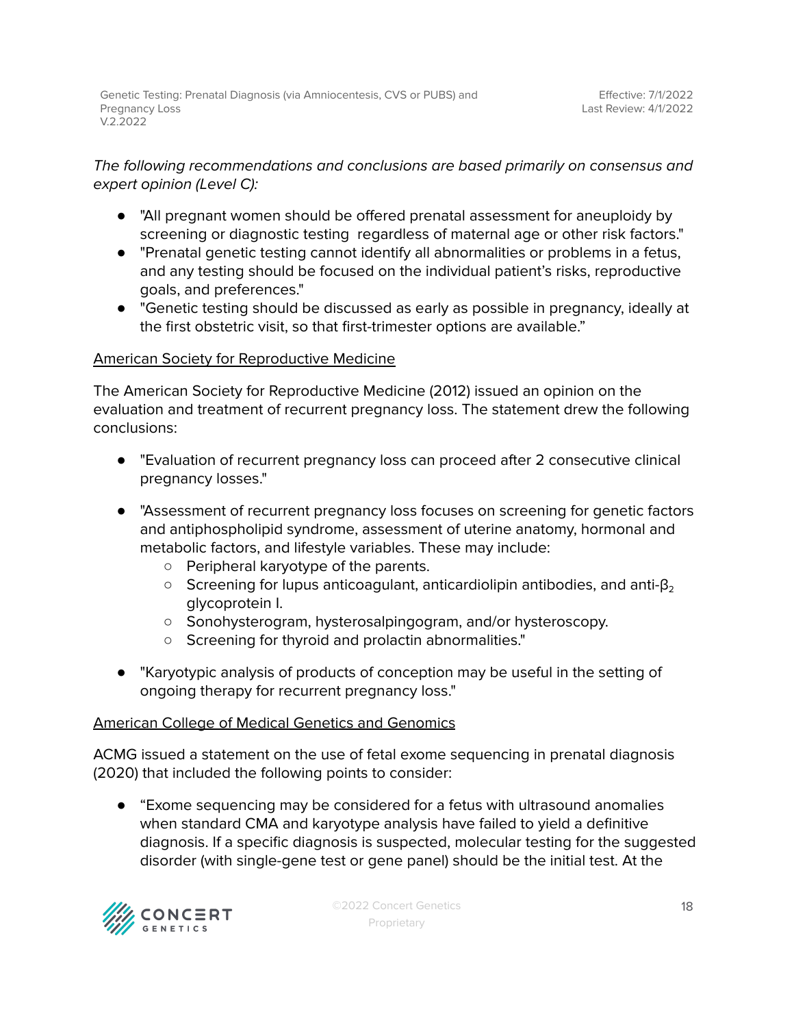*The following recommendations and conclusions are based primarily on consensus and expert opinion (Level C):*

- "All pregnant women should be offered prenatal assessment for aneuploidy by screening or diagnostic testing regardless of maternal age or other risk factors."
- "Prenatal genetic testing cannot identify all abnormalities or problems in a fetus, and any testing should be focused on the individual patient's risks, reproductive goals, and preferences."
- "Genetic testing should be discussed as early as possible in pregnancy, ideally at the first obstetric visit, so that first-trimester options are available."

<u>American Society for Reproductive Medicine</u>

The American Society for Reproductive Medicine (2012) issued an opinion on the evaluation and treatment of recurrent pregnancy loss. The statement drew the following conclusions:

- "Evaluation of recurrent pregnancy loss can proceed after 2 consecutive clinical pregnancy losses."
- "Assessment of recurrent pregnancy loss focuses on screening for genetic factors and antiphospholipid syndrome, assessment of uterine anatomy, hormonal and metabolic factors, and lifestyle variables. These may include:
  - Peripheral karyotype of the parents.
  - Screening for lupus anticoagulant, anticardiolipin antibodies, and anti-$\beta_2$ glycoprotein I.
  - Sonohysterogram, hysterosalpingogram, and/or hysteroscopy.
  - Screening for thyroid and prolactin abnormalities."
- "Karyotypic analysis of products of conception may be useful in the setting of ongoing therapy for recurrent pregnancy loss."

<u>American College of Medical Genetics and Genomics</u>

ACMG issued a statement on the use of fetal exome sequencing in prenatal diagnosis (2020) that included the following points to consider:

- "Exome sequencing may be considered for a fetus with ultrasound anomalies when standard CMA and karyotype analysis have failed to yield a definitive diagnosis. If a specific diagnosis is suspected, molecular testing for the suggested disorder (with single-gene test or gene panel) should be the initial test. At the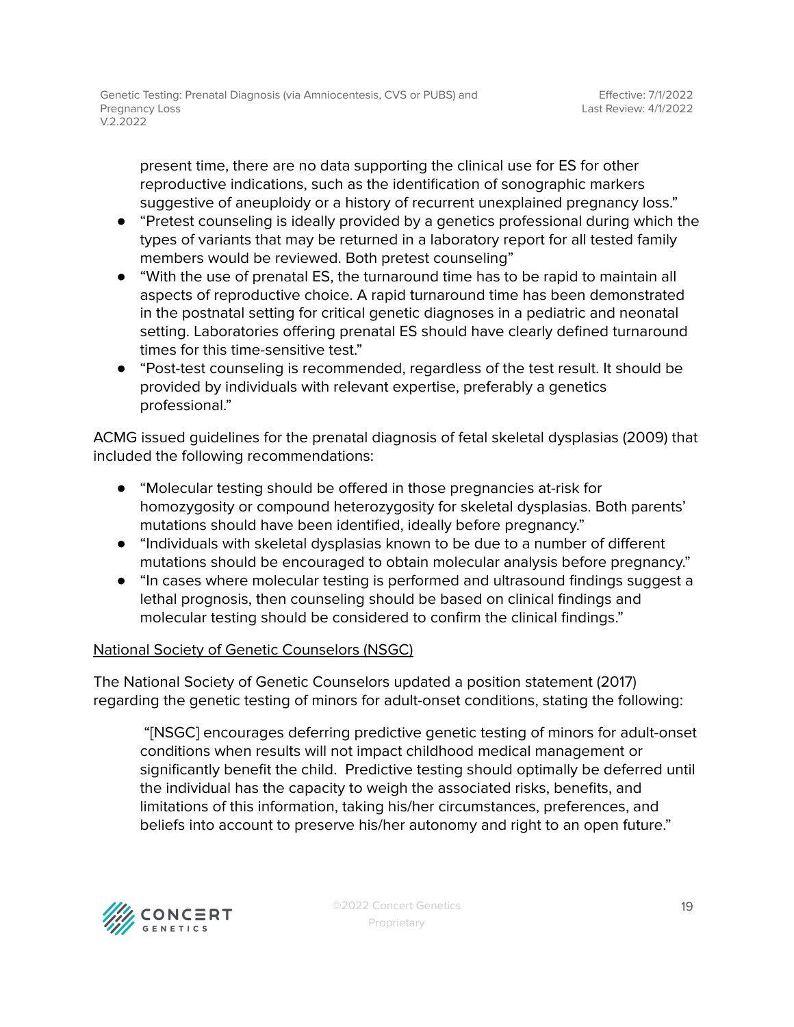present time, there are no data supporting the clinical use for ES for other reproductive indications, such as the identification of sonographic markers suggestive of aneuploidy or a history of recurrent unexplained pregnancy loss."
- "Pretest counseling is ideally provided by a genetics professional during which the types of variants that may be returned in a laboratory report for all tested family members would be reviewed. Both pretest counseling"
- "With the use of prenatal ES, the turnaround time has to be rapid to maintain all aspects of reproductive choice. A rapid turnaround time has been demonstrated in the postnatal setting for critical genetic diagnoses in a pediatric and neonatal setting. Laboratories offering prenatal ES should have clearly defined turnaround times for this time-sensitive test."
- "Post-test counseling is recommended, regardless of the test result. It should be provided by individuals with relevant expertise, preferably a genetics professional."

ACMG issued guidelines for the prenatal diagnosis of fetal skeletal dysplasias (2009) that included the following recommendations:

- "Molecular testing should be offered in those pregnancies at-risk for homozygosity or compound heterozygosity for skeletal dysplasias. Both parents' mutations should have been identified, ideally before pregnancy."
- "Individuals with skeletal dysplasias known to be due to a number of different mutations should be encouraged to obtain molecular analysis before pregnancy."
- "In cases where molecular testing is performed and ultrasound findings suggest a lethal prognosis, then counseling should be based on clinical findings and molecular testing should be considered to confirm the clinical findings."

<u>National Society of Genetic Counselors (NSGC)</u>

The National Society of Genetic Counselors updated a position statement (2017) regarding the genetic testing of minors for adult-onset conditions, stating the following:

> "[NSGC] encourages deferring predictive genetic testing of minors for adult-onset conditions when results will not impact childhood medical management or significantly benefit the child. Predictive testing should optimally be deferred until the individual has the capacity to weigh the associated risks, benefits, and limitations of this information, taking his/her circumstances, preferences, and beliefs into account to preserve his/her autonomy and right to an open future."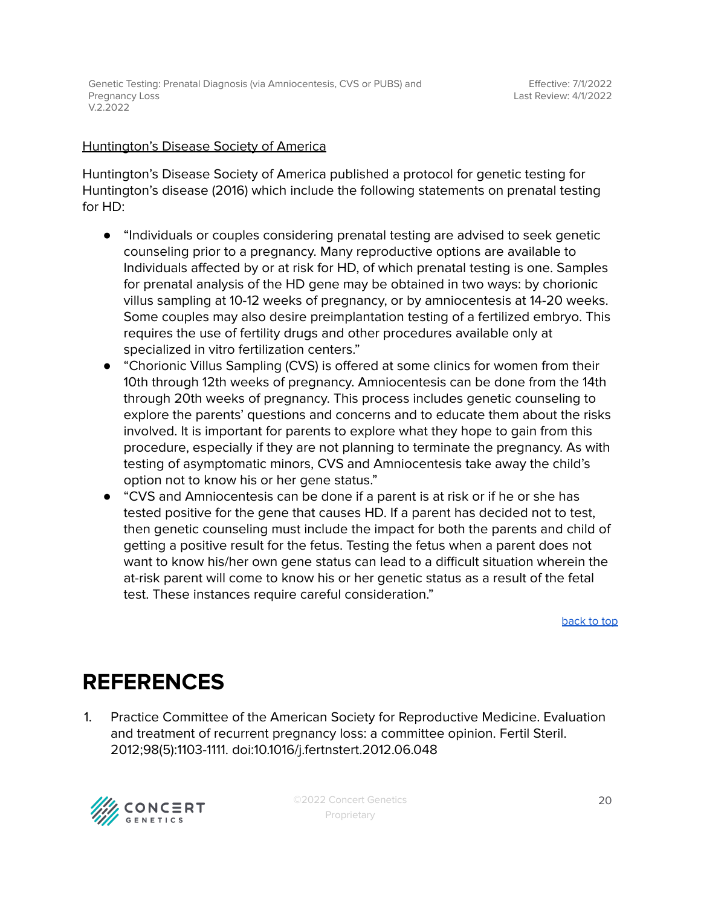Huntington's Disease Society of America

Huntington's Disease Society of America published a protocol for genetic testing for Huntington's disease (2016) which include the following statements on prenatal testing for HD:

- "Individuals or couples considering prenatal testing are advised to seek genetic counseling prior to a pregnancy. Many reproductive options are available to Individuals affected by or at risk for HD, of which prenatal testing is one. Samples for prenatal analysis of the HD gene may be obtained in two ways: by chorionic villus sampling at 10-12 weeks of pregnancy, or by amniocentesis at 14-20 weeks. Some couples may also desire preimplantation testing of a fertilized embryo. This requires the use of fertility drugs and other procedures available only at specialized in vitro fertilization centers."
- "Chorionic Villus Sampling (CVS) is offered at some clinics for women from their 10th through 12th weeks of pregnancy. Amniocentesis can be done from the 14th through 20th weeks of pregnancy. This process includes genetic counseling to explore the parents' questions and concerns and to educate them about the risks involved. It is important for parents to explore what they hope to gain from this procedure, especially if they are not planning to terminate the pregnancy. As with testing of asymptomatic minors, CVS and Amniocentesis take away the child's option not to know his or her gene status."
- "CVS and Amniocentesis can be done if a parent is at risk or if he or she has tested positive for the gene that causes HD. If a parent has decided not to test, then genetic counseling must include the impact for both the parents and child of getting a positive result for the fetus. Testing the fetus when a parent does not want to know his/her own gene status can lead to a difficult situation wherein the at-risk parent will come to know his or her genetic status as a result of the fetal test. These instances require careful consideration."

back to top

# REFERENCES

1. Practice Committee of the American Society for Reproductive Medicine. Evaluation and treatment of recurrent pregnancy loss: a committee opinion. Fertil Steril. 2012;98(5):1103-1111. doi:10.1016/j.fertnstert.2012.06.048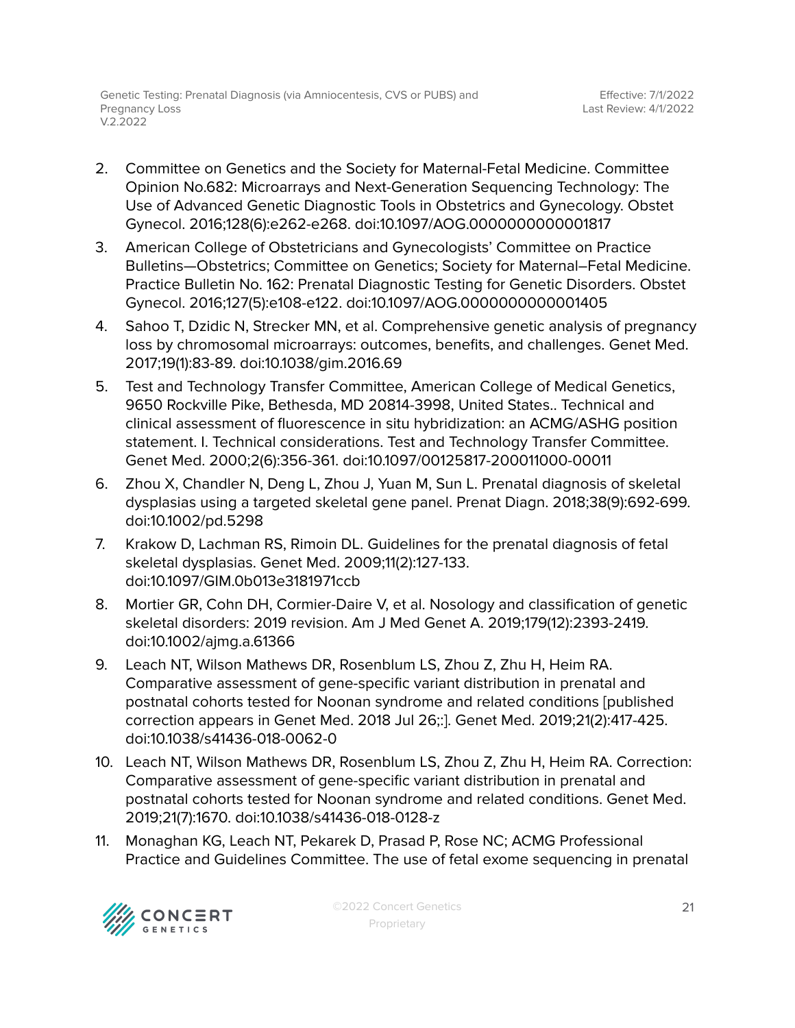2. Committee on Genetics and the Society for Maternal-Fetal Medicine. Committee Opinion No.682: Microarrays and Next-Generation Sequencing Technology: The Use of Advanced Genetic Diagnostic Tools in Obstetrics and Gynecology. Obstet Gynecol. 2016;128(6):e262-e268. doi:10.1097/AOG.0000000000001817
3. American College of Obstetricians and Gynecologists' Committee on Practice Bulletins—Obstetrics; Committee on Genetics; Society for Maternal–Fetal Medicine. Practice Bulletin No. 162: Prenatal Diagnostic Testing for Genetic Disorders. Obstet Gynecol. 2016;127(5):e108-e122. doi:10.1097/AOG.0000000000001405
4. Sahoo T, Dzidic N, Strecker MN, et al. Comprehensive genetic analysis of pregnancy loss by chromosomal microarrays: outcomes, benefits, and challenges. Genet Med. 2017;19(1):83-89. doi:10.1038/gim.2016.69
5. Test and Technology Transfer Committee, American College of Medical Genetics, 9650 Rockville Pike, Bethesda, MD 20814-3998, United States.. Technical and clinical assessment of fluorescence in situ hybridization: an ACMG/ASHG position statement. I. Technical considerations. Test and Technology Transfer Committee. Genet Med. 2000;2(6):356-361. doi:10.1097/00125817-200011000-00011
6. Zhou X, Chandler N, Deng L, Zhou J, Yuan M, Sun L. Prenatal diagnosis of skeletal dysplasias using a targeted skeletal gene panel. Prenat Diagn. 2018;38(9):692-699. doi:10.1002/pd.5298
7. Krakow D, Lachman RS, Rimoin DL. Guidelines for the prenatal diagnosis of fetal skeletal dysplasias. Genet Med. 2009;11(2):127-133. doi:10.1097/GIM.0b013e3181971ccb
8. Mortier GR, Cohn DH, Cormier-Daire V, et al. Nosology and classification of genetic skeletal disorders: 2019 revision. Am J Med Genet A. 2019;179(12):2393-2419. doi:10.1002/ajmg.a.61366
9. Leach NT, Wilson Mathews DR, Rosenblum LS, Zhou Z, Zhu H, Heim RA. Comparative assessment of gene-specific variant distribution in prenatal and postnatal cohorts tested for Noonan syndrome and related conditions [published correction appears in Genet Med. 2018 Jul 26;:]. Genet Med. 2019;21(2):417-425. doi:10.1038/s41436-018-0062-0
10. Leach NT, Wilson Mathews DR, Rosenblum LS, Zhou Z, Zhu H, Heim RA. Correction: Comparative assessment of gene-specific variant distribution in prenatal and postnatal cohorts tested for Noonan syndrome and related conditions. Genet Med. 2019;21(7):1670. doi:10.1038/s41436-018-0128-z
11. Monaghan KG, Leach NT, Pekarek D, Prasad P, Rose NC; ACMG Professional Practice and Guidelines Committee. The use of fetal exome sequencing in prenatal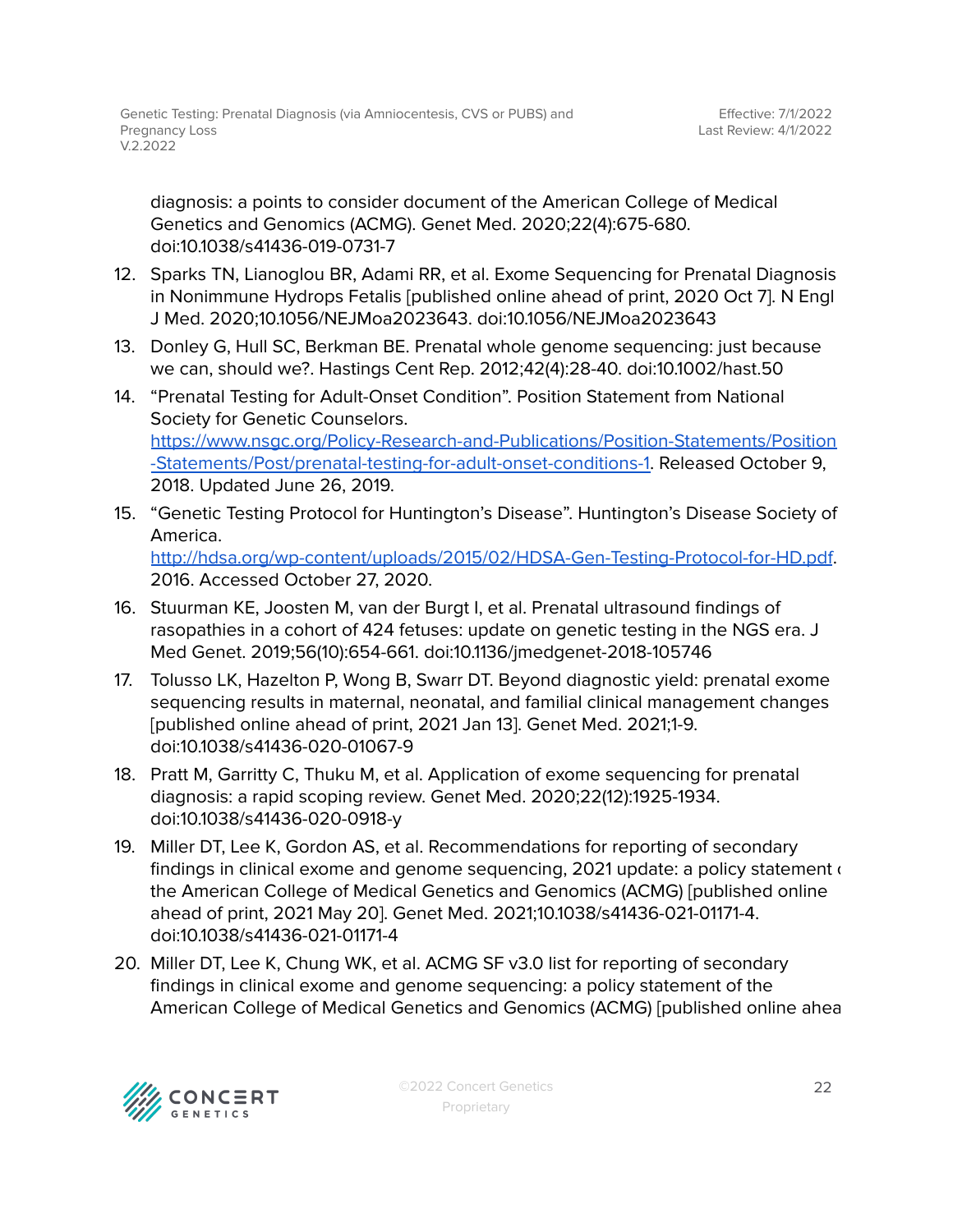diagnosis: a points to consider document of the American College of Medical Genetics and Genomics (ACMG). Genet Med. 2020;22(4):675-680. doi:10.1038/s41436-019-0731-7

12. Sparks TN, Lianoglou BR, Adami RR, et al. Exome Sequencing for Prenatal Diagnosis in Nonimmune Hydrops Fetalis [published online ahead of print, 2020 Oct 7]. N Engl J Med. 2020;10.1056/NEJMoa2023643. doi:10.1056/NEJMoa2023643
13. Donley G, Hull SC, Berkman BE. Prenatal whole genome sequencing: just because we can, should we?. Hastings Cent Rep. 2012;42(4):28-40. doi:10.1002/hast.50
14. "Prenatal Testing for Adult-Onset Condition". Position Statement from National Society for Genetic Counselors. [https://www.nsgc.org/Policy-Research-and-Publications/Position-Statements/Position-Statements/Post/prenatal-testing-for-adult-onset-conditions-1](https://www.nsgc.org/Policy-Research-and-Publications/Position-Statements/Position-Statements/Post/prenatal-testing-for-adult-onset-conditions-1). Released October 9, 2018. Updated June 26, 2019.
15. "Genetic Testing Protocol for Huntington's Disease". Huntington's Disease Society of America. [http://hdsa.org/wp-content/uploads/2015/02/HDSA-Gen-Testing-Protocol-for-HD.pdf](http://hdsa.org/wp-content/uploads/2015/02/HDSA-Gen-Testing-Protocol-for-HD.pdf). 2016. Accessed October 27, 2020.
16. Stuurman KE, Joosten M, van der Burgt I, et al. Prenatal ultrasound findings of rasopathies in a cohort of 424 fetuses: update on genetic testing in the NGS era. J Med Genet. 2019;56(10):654-661. doi:10.1136/jmedgenet-2018-105746
17. Tolusso LK, Hazelton P, Wong B, Swarr DT. Beyond diagnostic yield: prenatal exome sequencing results in maternal, neonatal, and familial clinical management changes [published online ahead of print, 2021 Jan 13]. Genet Med. 2021;1-9. doi:10.1038/s41436-020-01067-9
18. Pratt M, Garritty C, Thuku M, et al. Application of exome sequencing for prenatal diagnosis: a rapid scoping review. Genet Med. 2020;22(12):1925-1934. doi:10.1038/s41436-020-0918-y
19. Miller DT, Lee K, Gordon AS, et al. Recommendations for reporting of secondary findings in clinical exome and genome sequencing, 2021 update: a policy statement of the American College of Medical Genetics and Genomics (ACMG) [published online ahead of print, 2021 May 20]. Genet Med. 2021;10.1038/s41436-021-01171-4. doi:10.1038/s41436-021-01171-4
20. Miller DT, Lee K, Chung WK, et al. ACMG SF v3.0 list for reporting of secondary findings in clinical exome and genome sequencing: a policy statement of the American College of Medical Genetics and Genomics (ACMG) [published online ahea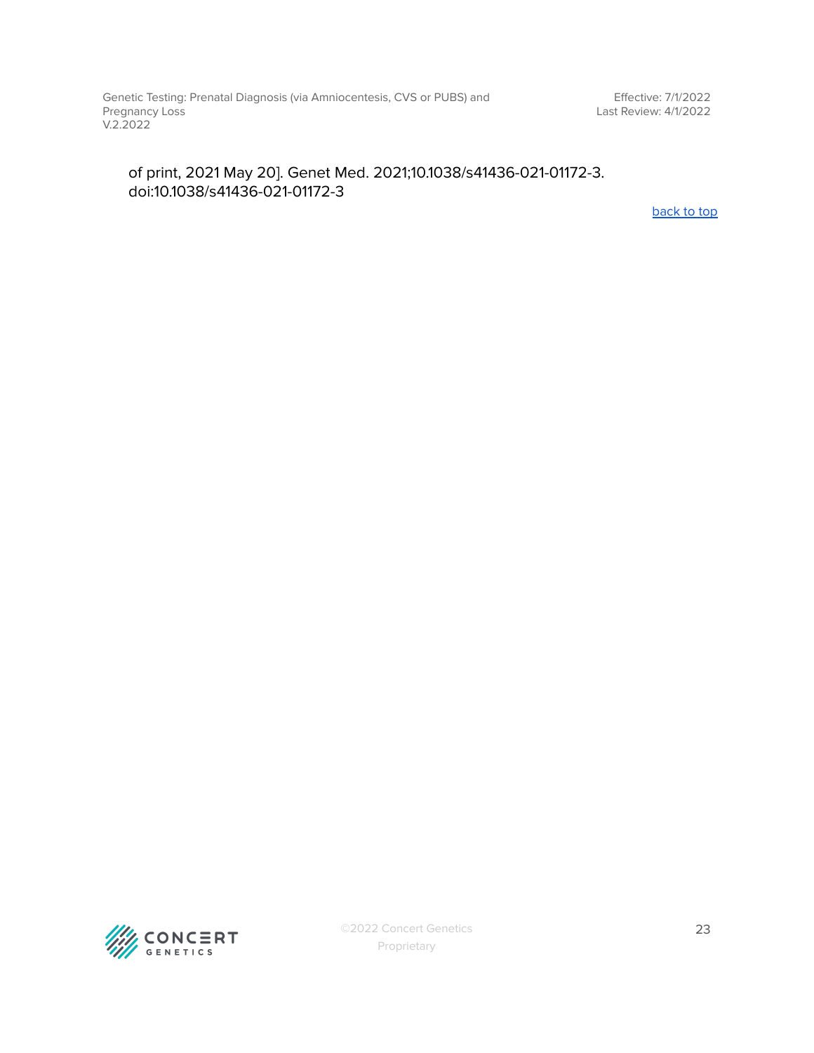of print, 2021 May 20]. Genet Med. 2021;10.1038/s41436-021-01172-3. doi:10.1038/s41436-021-01172-3

back to top